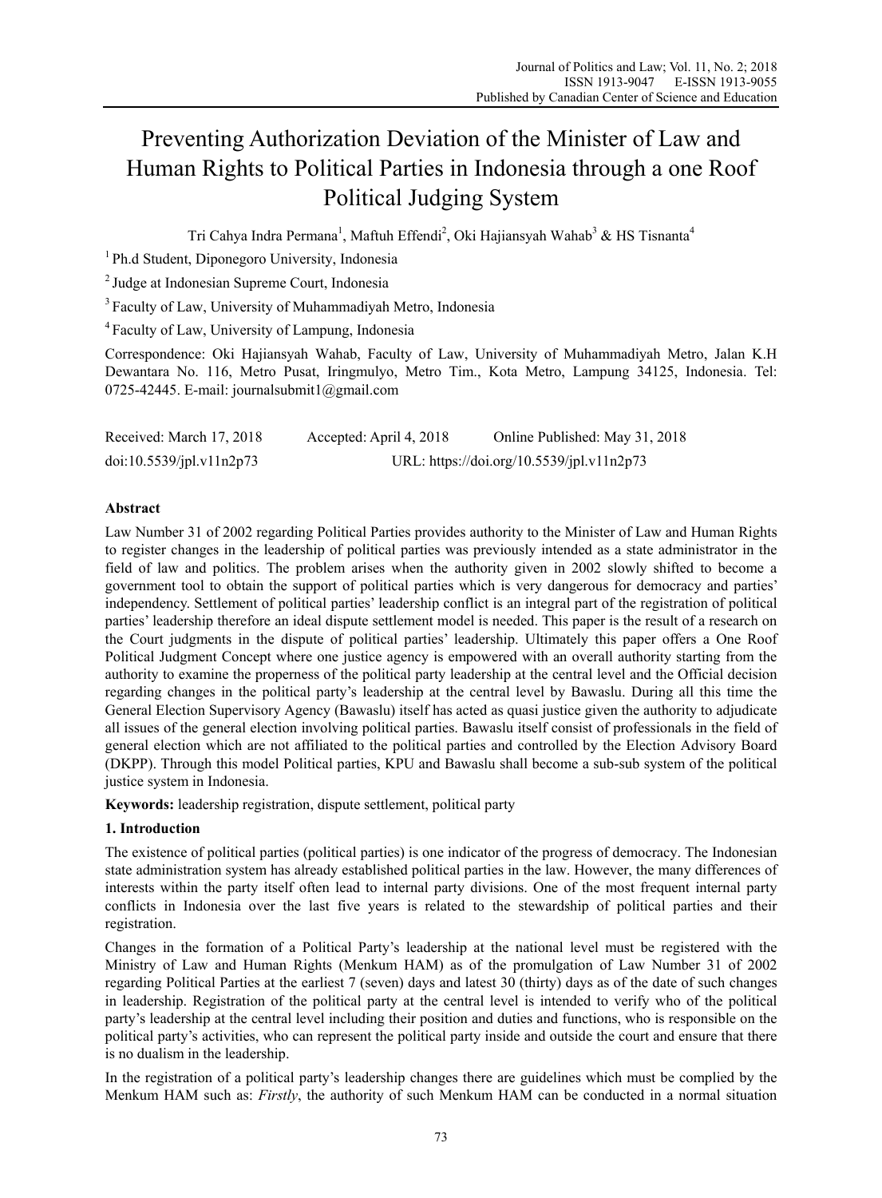# Preventing Authorization Deviation of the Minister of Law and Human Rights to Political Parties in Indonesia through a one Roof Political Judging System

Tri Cahya Indra Permana[1], Maftuh Effendi[2], Oki Hajiansyah Wahab[3] & HS Tisnanta[4]

[1] Ph.d Student, Diponegoro University, Indonesia

[2] Judge at Indonesian Supreme Court, Indonesia

[3] Faculty of Law, University of Muhammadiyah Metro, Indonesia

[4] Faculty of Law, University of Lampung, Indonesia

Correspondence: Oki Hajiansyah Wahab, Faculty of Law, University of Muhammadiyah Metro, Jalan K.H Dewantara No. 116, Metro Pusat, Iringmulyo, Metro Tim., Kota Metro, Lampung 34125, Indonesia. Tel: 0725-42445. E-mail: journalsubmit1@gmail.com

Received: March 17, 2018 Accepted: April 4, 2018 Online Published: May 31, 2018

doi:10.5539/jpl.v11n2p73 URL: https://doi.org/10.5539/jpl.v11n2p73

## Abstract

Law Number 31 of 2002 regarding Political Parties provides authority to the Minister of Law and Human Rights to register changes in the leadership of political parties was previously intended as a state administrator in the field of law and politics. The problem arises when the authority given in 2002 slowly shifted to become a government tool to obtain the support of political parties which is very dangerous for democracy and parties' independency. Settlement of political parties' leadership conflict is an integral part of the registration of political parties' leadership therefore an ideal dispute settlement model is needed. This paper is the result of a research on the Court judgments in the dispute of political parties' leadership. Ultimately this paper offers a One Roof Political Judgment Concept where one justice agency is empowered with an overall authority starting from the authority to examine the properness of the political party leadership at the central level and the Official decision regarding changes in the political party's leadership at the central level by Bawaslu. During all this time the General Election Supervisory Agency (Bawaslu) itself has acted as quasi justice given the authority to adjudicate all issues of the general election involving political parties. Bawaslu itself consist of professionals in the field of general election which are not affiliated to the political parties and controlled by the Election Advisory Board (DKPP). Through this model Political parties, KPU and Bawaslu shall become a sub-sub system of the political justice system in Indonesia.

**Keywords:** leadership registration, dispute settlement, political party

## 1. Introduction

The existence of political parties (political parties) is one indicator of the progress of democracy. The Indonesian state administration system has already established political parties in the law. However, the many differences of interests within the party itself often lead to internal party divisions. One of the most frequent internal party conflicts in Indonesia over the last five years is related to the stewardship of political parties and their registration.

Changes in the formation of a Political Party's leadership at the national level must be registered with the Ministry of Law and Human Rights (Menkum HAM) as of the promulgation of Law Number 31 of 2002 regarding Political Parties at the earliest 7 (seven) days and latest 30 (thirty) days as of the date of such changes in leadership. Registration of the political party at the central level is intended to verify who of the political party's leadership at the central level including their position and duties and functions, who is responsible on the political party's activities, who can represent the political party inside and outside the court and ensure that there is no dualism in the leadership.

In the registration of a political party's leadership changes there are guidelines which must be complied by the Menkum HAM such as: *Firstly*, the authority of such Menkum HAM can be conducted in a normal situation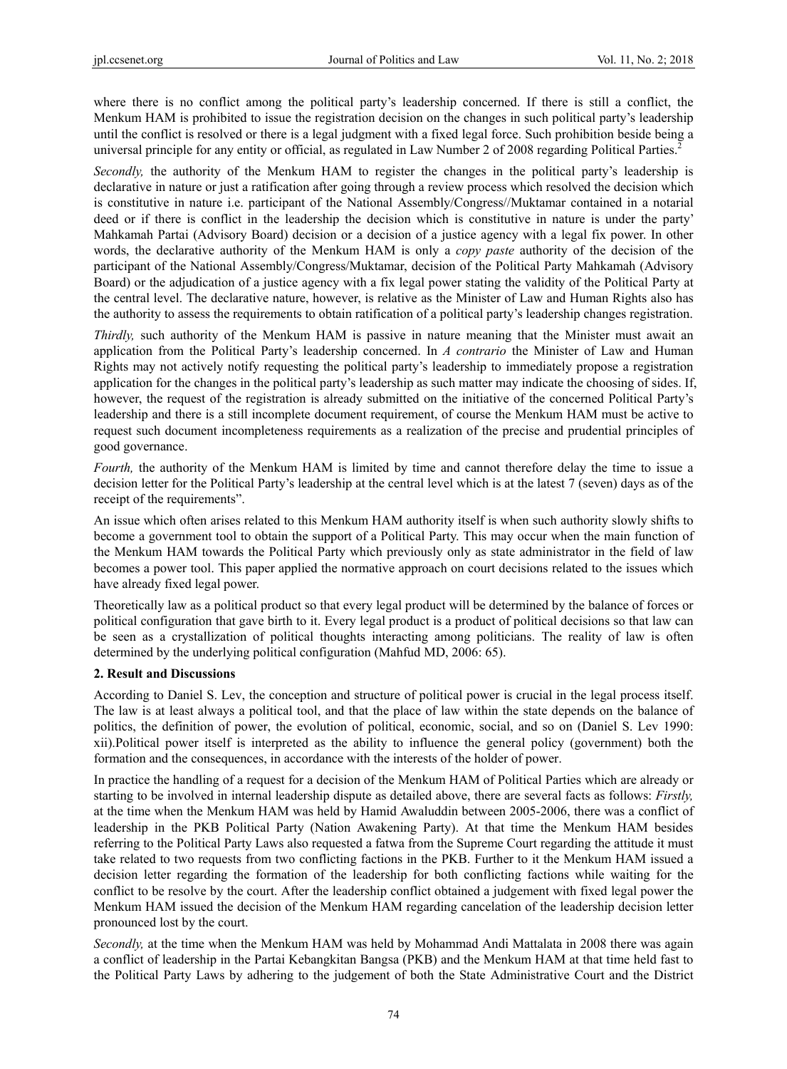where there is no conflict among the political party's leadership concerned. If there is still a conflict, the Menkum HAM is prohibited to issue the registration decision on the changes in such political party's leadership until the conflict is resolved or there is a legal judgment with a fixed legal force. Such prohibition beside being a universal principle for any entity or official, as regulated in Law Number 2 of 2008 regarding Political Parties.[2]

*Secondly,* the authority of the Menkum HAM to register the changes in the political party's leadership is declarative in nature or just a ratification after going through a review process which resolved the decision which is constitutive in nature i.e. participant of the National Assembly/Congress//Muktamar contained in a notarial deed or if there is conflict in the leadership the decision which is constitutive in nature is under the party' Mahkamah Partai (Advisory Board) decision or a decision of a justice agency with a legal fix power. In other words, the declarative authority of the Menkum HAM is only a *copy paste* authority of the decision of the participant of the National Assembly/Congress/Muktamar, decision of the Political Party Mahkamah (Advisory Board) or the adjudication of a justice agency with a fix legal power stating the validity of the Political Party at the central level. The declarative nature, however, is relative as the Minister of Law and Human Rights also has the authority to assess the requirements to obtain ratification of a political party's leadership changes registration.

*Thirdly,* such authority of the Menkum HAM is passive in nature meaning that the Minister must await an application from the Political Party's leadership concerned. In *A contrario* the Minister of Law and Human Rights may not actively notify requesting the political party's leadership to immediately propose a registration application for the changes in the political party's leadership as such matter may indicate the choosing of sides. If, however, the request of the registration is already submitted on the initiative of the concerned Political Party's leadership and there is a still incomplete document requirement, of course the Menkum HAM must be active to request such document incompleteness requirements as a realization of the precise and prudential principles of good governance.

*Fourth,* the authority of the Menkum HAM is limited by time and cannot therefore delay the time to issue a decision letter for the Political Party's leadership at the central level which is at the latest 7 (seven) days as of the receipt of the requirements".

An issue which often arises related to this Menkum HAM authority itself is when such authority slowly shifts to become a government tool to obtain the support of a Political Party. This may occur when the main function of the Menkum HAM towards the Political Party which previously only as state administrator in the field of law becomes a power tool. This paper applied the normative approach on court decisions related to the issues which have already fixed legal power.

Theoretically law as a political product so that every legal product will be determined by the balance of forces or political configuration that gave birth to it. Every legal product is a product of political decisions so that law can be seen as a crystallization of political thoughts interacting among politicians. The reality of law is often determined by the underlying political configuration (Mahfud MD, 2006: 65).

## 2. Result and Discussions

According to Daniel S. Lev, the conception and structure of political power is crucial in the legal process itself. The law is at least always a political tool, and that the place of law within the state depends on the balance of politics, the definition of power, the evolution of political, economic, social, and so on (Daniel S. Lev 1990: xii).Political power itself is interpreted as the ability to influence the general policy (government) both the formation and the consequences, in accordance with the interests of the holder of power.

In practice the handling of a request for a decision of the Menkum HAM of Political Parties which are already or starting to be involved in internal leadership dispute as detailed above, there are several facts as follows: *Firstly,* at the time when the Menkum HAM was held by Hamid Awaluddin between 2005-2006, there was a conflict of leadership in the PKB Political Party (Nation Awakening Party). At that time the Menkum HAM besides referring to the Political Party Laws also requested a fatwa from the Supreme Court regarding the attitude it must take related to two requests from two conflicting factions in the PKB. Further to it the Menkum HAM issued a decision letter regarding the formation of the leadership for both conflicting factions while waiting for the conflict to be resolve by the court. After the leadership conflict obtained a judgement with fixed legal power the Menkum HAM issued the decision of the Menkum HAM regarding cancelation of the leadership decision letter pronounced lost by the court.

*Secondly,* at the time when the Menkum HAM was held by Mohammad Andi Mattalata in 2008 there was again a conflict of leadership in the Partai Kebangkitan Bangsa (PKB) and the Menkum HAM at that time held fast to the Political Party Laws by adhering to the judgement of both the State Administrative Court and the District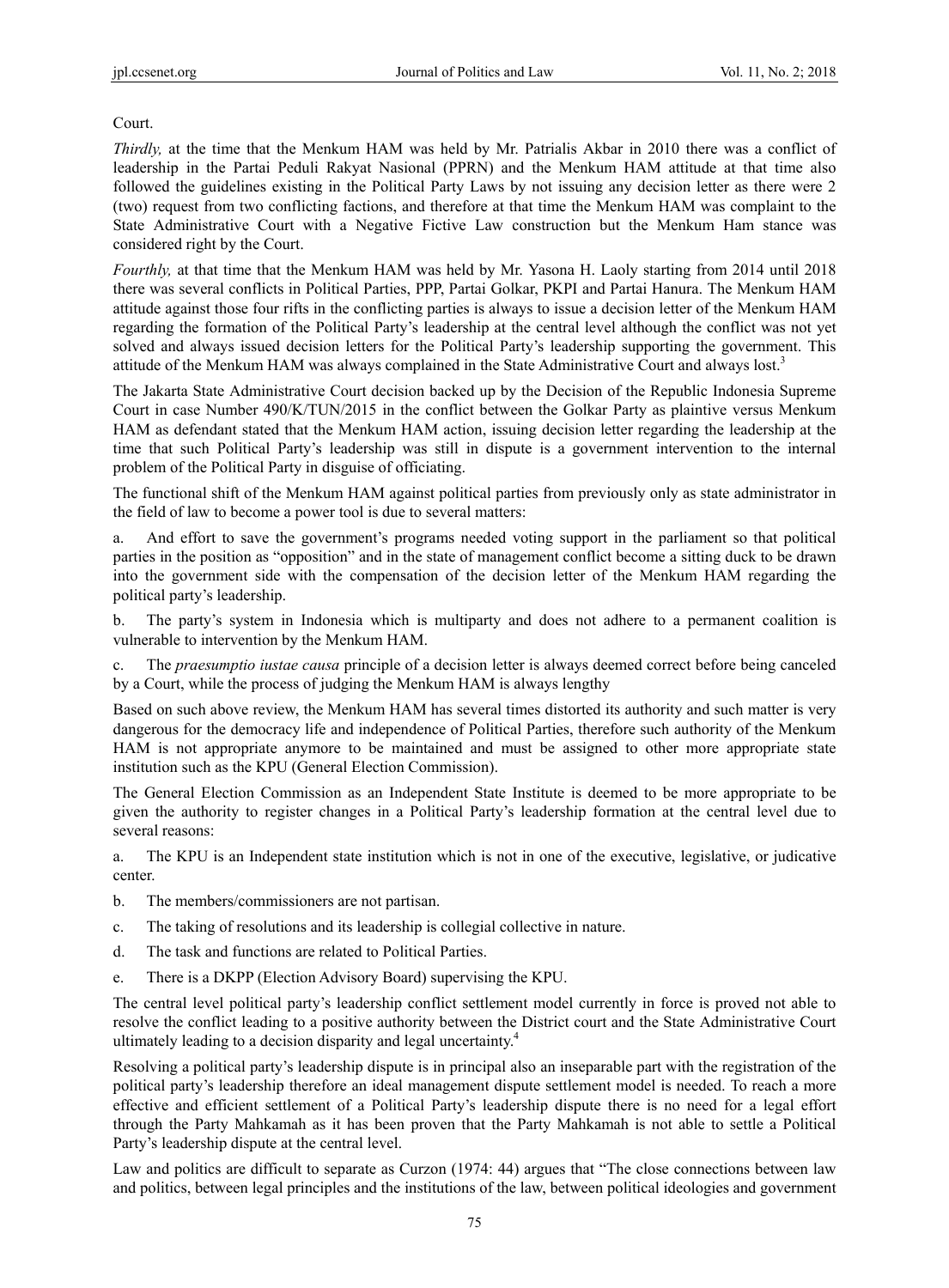Court.

*Thirdly,* at the time that the Menkum HAM was held by Mr. Patrialis Akbar in 2010 there was a conflict of leadership in the Partai Peduli Rakyat Nasional (PPRN) and the Menkum HAM attitude at that time also followed the guidelines existing in the Political Party Laws by not issuing any decision letter as there were 2 (two) request from two conflicting factions, and therefore at that time the Menkum HAM was complaint to the State Administrative Court with a Negative Fictive Law construction but the Menkum Ham stance was considered right by the Court.

*Fourthly,* at that time that the Menkum HAM was held by Mr. Yasona H. Laoly starting from 2014 until 2018 there was several conflicts in Political Parties, PPP, Partai Golkar, PKPI and Partai Hanura. The Menkum HAM attitude against those four rifts in the conflicting parties is always to issue a decision letter of the Menkum HAM regarding the formation of the Political Party's leadership at the central level although the conflict was not yet solved and always issued decision letters for the Political Party's leadership supporting the government. This attitude of the Menkum HAM was always complained in the State Administrative Court and always lost.[3]

The Jakarta State Administrative Court decision backed up by the Decision of the Republic Indonesia Supreme Court in case Number 490/K/TUN/2015 in the conflict between the Golkar Party as plaintive versus Menkum HAM as defendant stated that the Menkum HAM action, issuing decision letter regarding the leadership at the time that such Political Party's leadership was still in dispute is a government intervention to the internal problem of the Political Party in disguise of officiating.

The functional shift of the Menkum HAM against political parties from previously only as state administrator in the field of law to become a power tool is due to several matters:

a. And effort to save the government's programs needed voting support in the parliament so that political parties in the position as "opposition" and in the state of management conflict become a sitting duck to be drawn into the government side with the compensation of the decision letter of the Menkum HAM regarding the political party's leadership.

b. The party's system in Indonesia which is multiparty and does not adhere to a permanent coalition is vulnerable to intervention by the Menkum HAM.

c. The *praesumptio iustae causa* principle of a decision letter is always deemed correct before being canceled by a Court, while the process of judging the Menkum HAM is always lengthy

Based on such above review, the Menkum HAM has several times distorted its authority and such matter is very dangerous for the democracy life and independence of Political Parties, therefore such authority of the Menkum HAM is not appropriate anymore to be maintained and must be assigned to other more appropriate state institution such as the KPU (General Election Commission).

The General Election Commission as an Independent State Institute is deemed to be more appropriate to be given the authority to register changes in a Political Party's leadership formation at the central level due to several reasons:

a. The KPU is an Independent state institution which is not in one of the executive, legislative, or judicative center.

b. The members/commissioners are not partisan.

c. The taking of resolutions and its leadership is collegial collective in nature.

d. The task and functions are related to Political Parties.

e. There is a DKPP (Election Advisory Board) supervising the KPU.

The central level political party's leadership conflict settlement model currently in force is proved not able to resolve the conflict leading to a positive authority between the District court and the State Administrative Court ultimately leading to a decision disparity and legal uncertainty.[4]

Resolving a political party's leadership dispute is in principal also an inseparable part with the registration of the political party's leadership therefore an ideal management dispute settlement model is needed. To reach a more effective and efficient settlement of a Political Party's leadership dispute there is no need for a legal effort through the Party Mahkamah as it has been proven that the Party Mahkamah is not able to settle a Political Party's leadership dispute at the central level.

Law and politics are difficult to separate as Curzon (1974: 44) argues that "The close connections between law and politics, between legal principles and the institutions of the law, between political ideologies and government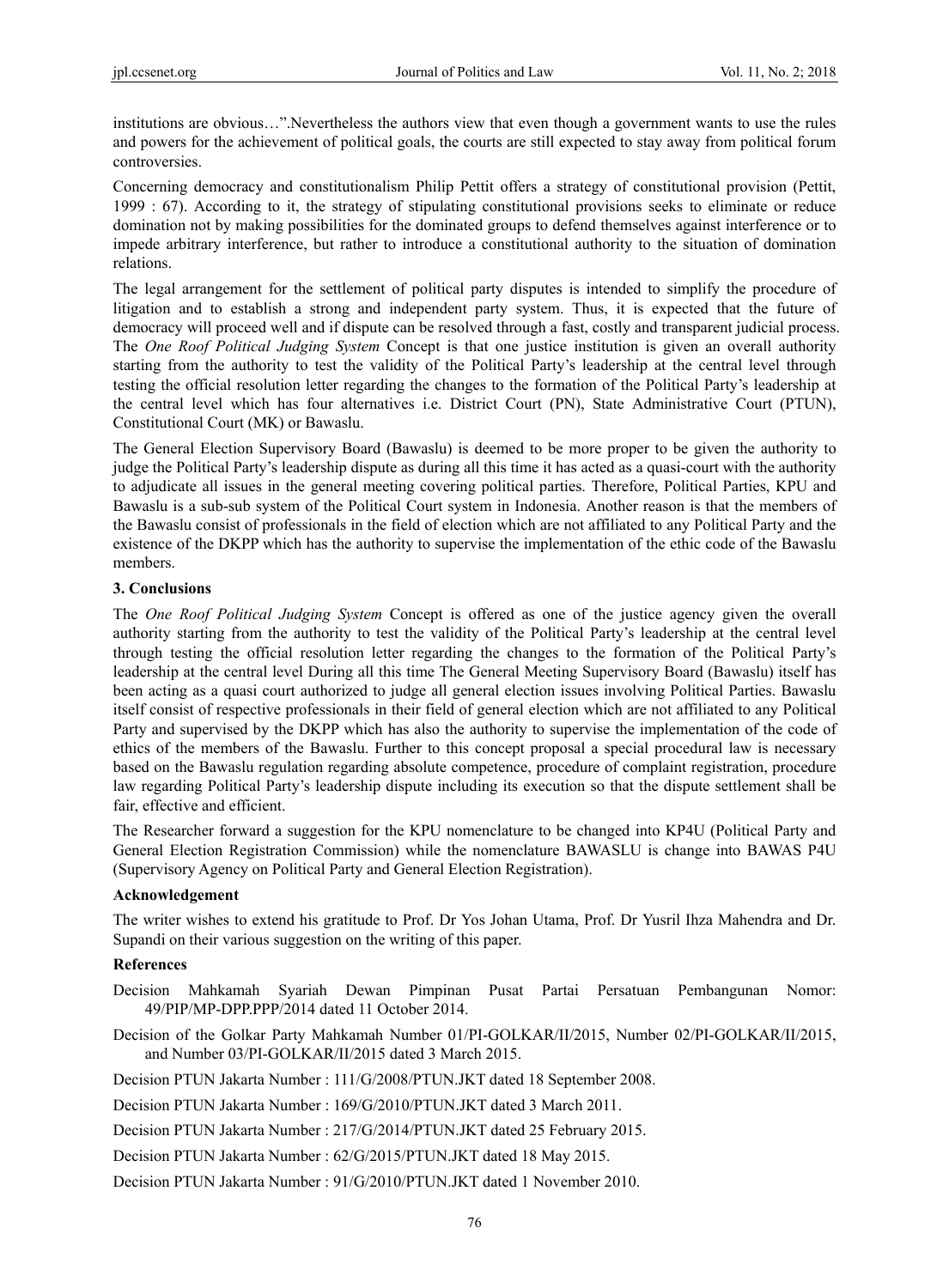institutions are obvious…".Nevertheless the authors view that even though a government wants to use the rules and powers for the achievement of political goals, the courts are still expected to stay away from political forum controversies.

Concerning democracy and constitutionalism Philip Pettit offers a strategy of constitutional provision (Pettit, 1999 : 67). According to it, the strategy of stipulating constitutional provisions seeks to eliminate or reduce domination not by making possibilities for the dominated groups to defend themselves against interference or to impede arbitrary interference, but rather to introduce a constitutional authority to the situation of domination relations.

The legal arrangement for the settlement of political party disputes is intended to simplify the procedure of litigation and to establish a strong and independent party system. Thus, it is expected that the future of democracy will proceed well and if dispute can be resolved through a fast, costly and transparent judicial process. The *One Roof Political Judging System* Concept is that one justice institution is given an overall authority starting from the authority to test the validity of the Political Party's leadership at the central level through testing the official resolution letter regarding the changes to the formation of the Political Party's leadership at the central level which has four alternatives i.e. District Court (PN), State Administrative Court (PTUN), Constitutional Court (MK) or Bawaslu.

The General Election Supervisory Board (Bawaslu) is deemed to be more proper to be given the authority to judge the Political Party's leadership dispute as during all this time it has acted as a quasi-court with the authority to adjudicate all issues in the general meeting covering political parties. Therefore, Political Parties, KPU and Bawaslu is a sub-sub system of the Political Court system in Indonesia. Another reason is that the members of the Bawaslu consist of professionals in the field of election which are not affiliated to any Political Party and the existence of the DKPP which has the authority to supervise the implementation of the ethic code of the Bawaslu members.

## 3. Conclusions

The *One Roof Political Judging System* Concept is offered as one of the justice agency given the overall authority starting from the authority to test the validity of the Political Party's leadership at the central level through testing the official resolution letter regarding the changes to the formation of the Political Party's leadership at the central level During all this time The General Meeting Supervisory Board (Bawaslu) itself has been acting as a quasi court authorized to judge all general election issues involving Political Parties. Bawaslu itself consist of respective professionals in their field of general election which are not affiliated to any Political Party and supervised by the DKPP which has also the authority to supervise the implementation of the code of ethics of the members of the Bawaslu. Further to this concept proposal a special procedural law is necessary based on the Bawaslu regulation regarding absolute competence, procedure of complaint registration, procedure law regarding Political Party's leadership dispute including its execution so that the dispute settlement shall be fair, effective and efficient.

The Researcher forward a suggestion for the KPU nomenclature to be changed into KP4U (Political Party and General Election Registration Commission) while the nomenclature BAWASLU is change into BAWAS P4U (Supervisory Agency on Political Party and General Election Registration).

## Acknowledgement

The writer wishes to extend his gratitude to Prof. Dr Yos Johan Utama, Prof. Dr Yusril Ihza Mahendra and Dr. Supandi on their various suggestion on the writing of this paper.

## References

Decision Mahkamah Syariah Dewan Pimpinan Pusat Partai Persatuan Pembangunan Nomor: 49/PIP/MP-DPP.PPP/2014 dated 11 October 2014.

Decision of the Golkar Party Mahkamah Number 01/PI-GOLKAR/II/2015, Number 02/PI-GOLKAR/II/2015, and Number 03/PI-GOLKAR/II/2015 dated 3 March 2015.

Decision PTUN Jakarta Number : 111/G/2008/PTUN.JKT dated 18 September 2008.

Decision PTUN Jakarta Number : 169/G/2010/PTUN.JKT dated 3 March 2011.

Decision PTUN Jakarta Number : 217/G/2014/PTUN.JKT dated 25 February 2015.

Decision PTUN Jakarta Number : 62/G/2015/PTUN.JKT dated 18 May 2015.

Decision PTUN Jakarta Number : 91/G/2010/PTUN.JKT dated 1 November 2010.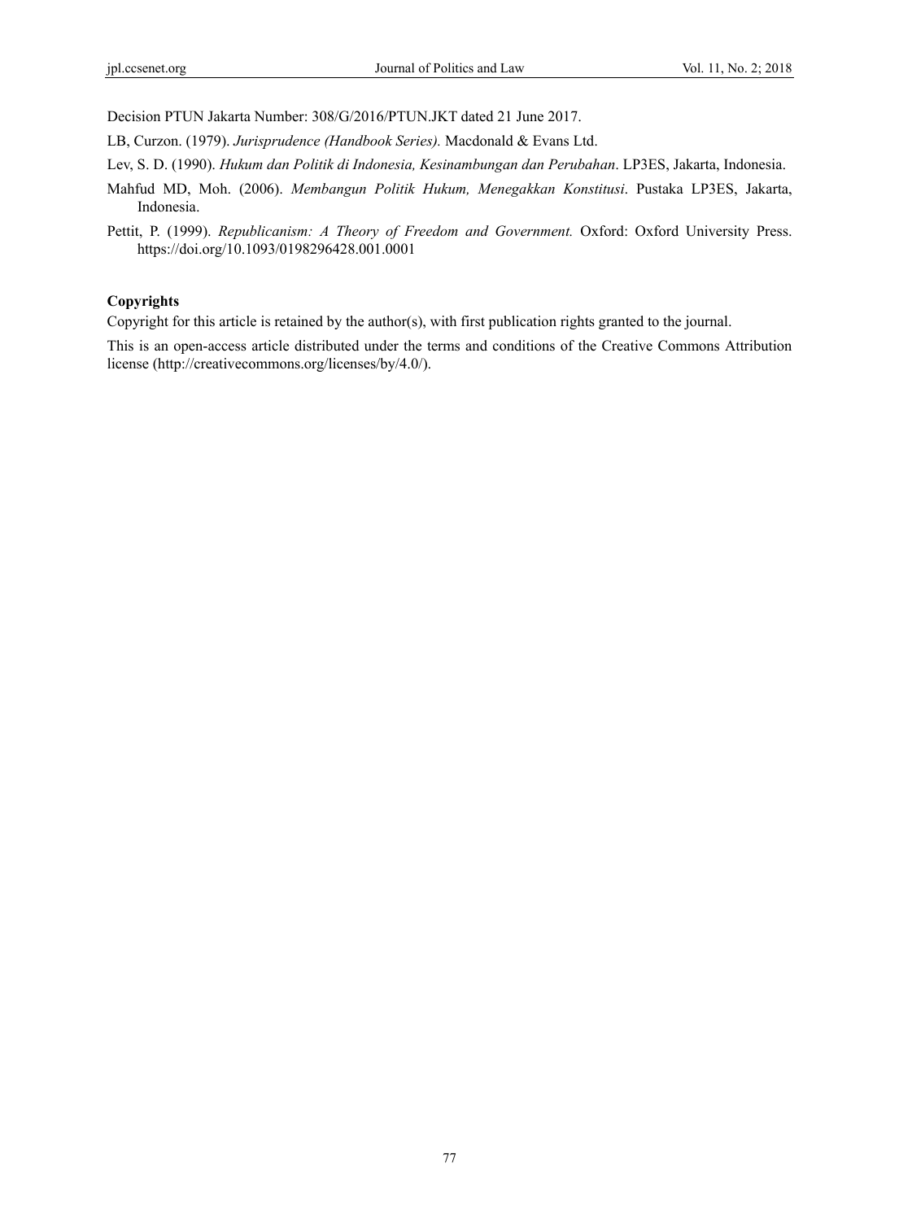Decision PTUN Jakarta Number: 308/G/2016/PTUN.JKT dated 21 June 2017.

LB, Curzon. (1979). *Jurisprudence (Handbook Series).* Macdonald & Evans Ltd.

Lev, S. D. (1990). *Hukum dan Politik di Indonesia, Kesinambungan dan Perubahan*. LP3ES, Jakarta, Indonesia.

Mahfud MD, Moh. (2006). *Membangun Politik Hukum, Menegakkan Konstitusi*. Pustaka LP3ES, Jakarta, Indonesia.

Pettit, P. (1999). *Republicanism: A Theory of Freedom and Government.* Oxford: Oxford University Press. https://doi.org/10.1093/0198296428.001.0001

**Copyrights**

Copyright for this article is retained by the author(s), with first publication rights granted to the journal.

This is an open-access article distributed under the terms and conditions of the Creative Commons Attribution license (http://creativecommons.org/licenses/by/4.0/).